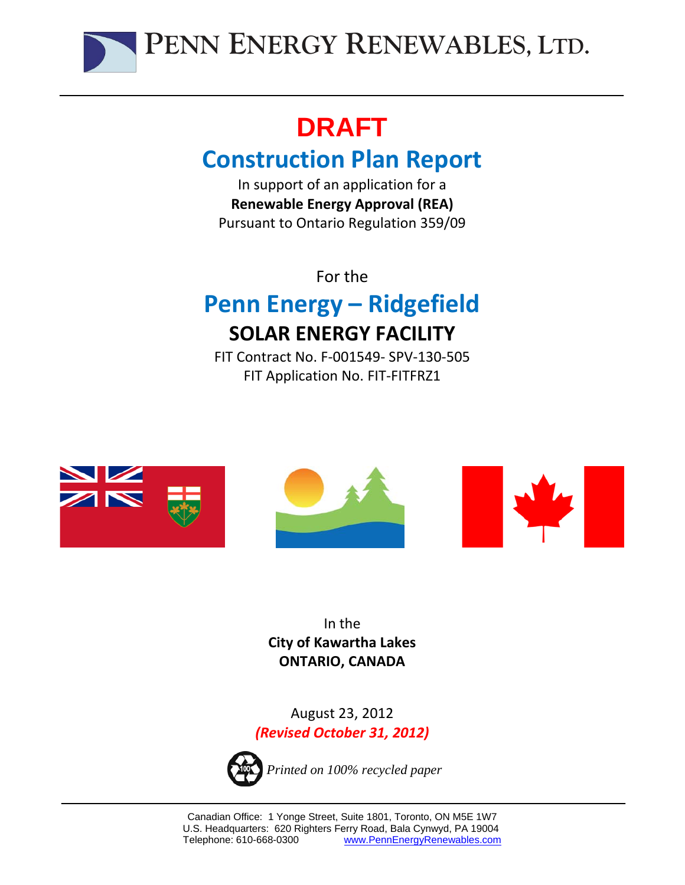# PENN ENERGY RENEWABLES, LTD.

# DRAFT

## Construction Plan Report

In support of an application for a
**Renewable Energy Approval (REA)**
Pursuant to Ontario Regulation 359/09

For the

## Penn Energy – Ridgefield

### SOLAR ENERGY FACILITY

FIT Contract No. F-001549- SPV-130-505
FIT Application No. FIT-FITFRZ1

In the
**City of Kawartha Lakes**
**ONTARIO, CANADA**

August 23, 2012
***(Revised October 31, 2012)***

*Printed on 100% recycled paper*

Canadian Office: 1 Yonge Street, Suite 1801, Toronto, ON M5E 1W7
U.S. Headquarters: 620 Righters Ferry Road, Bala Cynwyd, PA 19004
Telephone: 610-668-0300 www.PennEnergyRenewables.com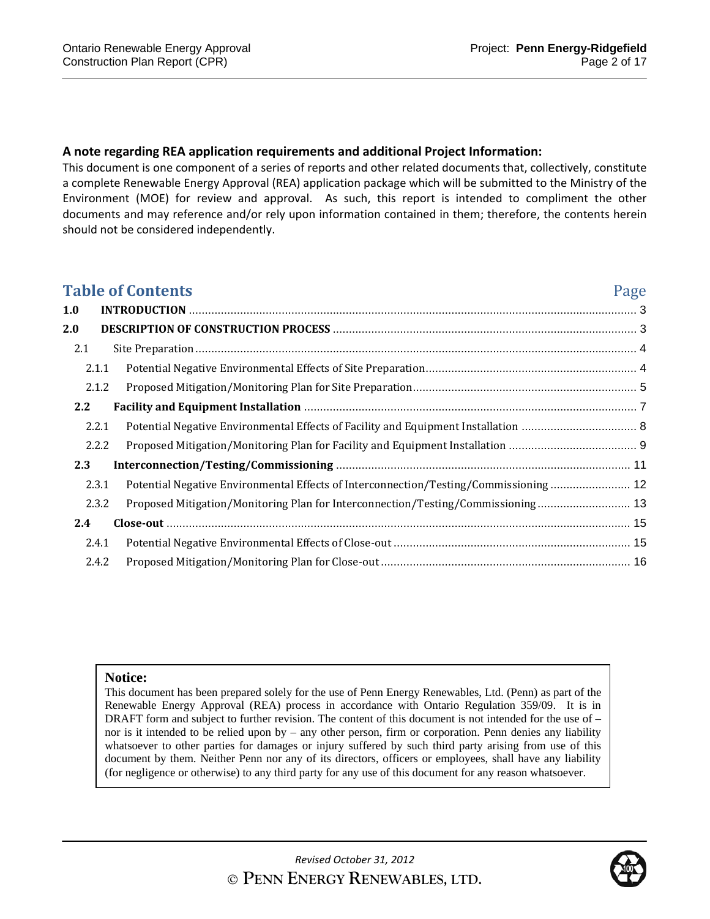**A note regarding REA application requirements and additional Project Information:**

This document is one component of a series of reports and other related documents that, collectively, constitute a complete Renewable Energy Approval (REA) application package which will be submitted to the Ministry of the Environment (MOE) for review and approval. As such, this report is intended to compliment the other documents and may reference and/or rely upon information contained in them; therefore, the contents herein should not be considered independently.

## Table of Contents

| | | Page |
|---|---|---|
| **1.0** | **INTRODUCTION** | 3 |
| **2.0** | **DESCRIPTION OF CONSTRUCTION PROCESS** | 3 |
| 2.1 | Site Preparation | 4 |
| 2.1.1 | Potential Negative Environmental Effects of Site Preparation | 4 |
| 2.1.2 | Proposed Mitigation/Monitoring Plan for Site Preparation | 5 |
| **2.2** | **Facility and Equipment Installation** | 7 |
| 2.2.1 | Potential Negative Environmental Effects of Facility and Equipment Installation | 8 |
| 2.2.2 | Proposed Mitigation/Monitoring Plan for Facility and Equipment Installation | 9 |
| **2.3** | **Interconnection/Testing/Commissioning** | 11 |
| 2.3.1 | Potential Negative Environmental Effects of Interconnection/Testing/Commissioning | 12 |
| 2.3.2 | Proposed Mitigation/Monitoring Plan for Interconnection/Testing/Commissioning | 13 |
| **2.4** | **Close-out** | 15 |
| 2.4.1 | Potential Negative Environmental Effects of Close-out | 15 |
| 2.4.2 | Proposed Mitigation/Monitoring Plan for Close-out | 16 |

**Notice:**

This document has been prepared solely for the use of Penn Energy Renewables, Ltd. (Penn) as part of the Renewable Energy Approval (REA) process in accordance with Ontario Regulation 359/09. It is in DRAFT form and subject to further revision. The content of this document is not intended for the use of – nor is it intended to be relied upon by – any other person, firm or corporation. Penn denies any liability whatsoever to other parties for damages or injury suffered by such third party arising from use of this document by them. Neither Penn nor any of its directors, officers or employees, shall have any liability (for negligence or otherwise) to any third party for any use of this document for any reason whatsoever.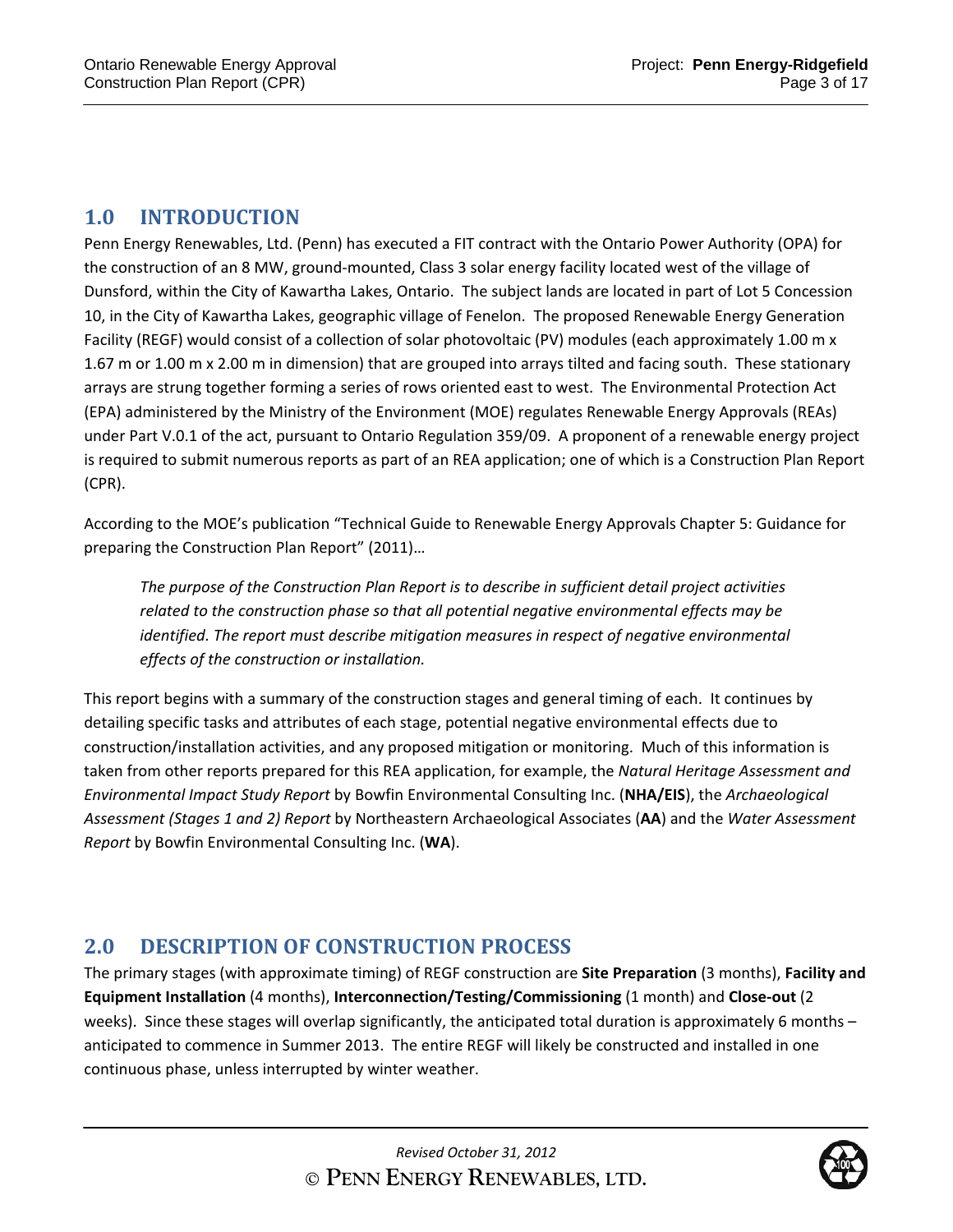## 1.0 INTRODUCTION

Penn Energy Renewables, Ltd. (Penn) has executed a FIT contract with the Ontario Power Authority (OPA) for the construction of an 8 MW, ground-mounted, Class 3 solar energy facility located west of the village of Dunsford, within the City of Kawartha Lakes, Ontario. The subject lands are located in part of Lot 5 Concession 10, in the City of Kawartha Lakes, geographic village of Fenelon. The proposed Renewable Energy Generation Facility (REGF) would consist of a collection of solar photovoltaic (PV) modules (each approximately 1.00 m x 1.67 m or 1.00 m x 2.00 m in dimension) that are grouped into arrays tilted and facing south. These stationary arrays are strung together forming a series of rows oriented east to west. The Environmental Protection Act (EPA) administered by the Ministry of the Environment (MOE) regulates Renewable Energy Approvals (REAs) under Part V.0.1 of the act, pursuant to Ontario Regulation 359/09. A proponent of a renewable energy project is required to submit numerous reports as part of an REA application; one of which is a Construction Plan Report (CPR).

According to the MOE's publication "Technical Guide to Renewable Energy Approvals Chapter 5: Guidance for preparing the Construction Plan Report" (2011)…

> *The purpose of the Construction Plan Report is to describe in sufficient detail project activities related to the construction phase so that all potential negative environmental effects may be identified. The report must describe mitigation measures in respect of negative environmental effects of the construction or installation.*

This report begins with a summary of the construction stages and general timing of each. It continues by detailing specific tasks and attributes of each stage, potential negative environmental effects due to construction/installation activities, and any proposed mitigation or monitoring. Much of this information is taken from other reports prepared for this REA application, for example, the *Natural Heritage Assessment and Environmental Impact Study Report* by Bowfin Environmental Consulting Inc. (**NHA/EIS**), the *Archaeological Assessment (Stages 1 and 2) Report* by Northeastern Archaeological Associates (**AA**) and the *Water Assessment Report* by Bowfin Environmental Consulting Inc. (**WA**).

## 2.0 DESCRIPTION OF CONSTRUCTION PROCESS

The primary stages (with approximate timing) of REGF construction are **Site Preparation** (3 months), **Facility and Equipment Installation** (4 months), **Interconnection/Testing/Commissioning** (1 month) and **Close-out** (2 weeks). Since these stages will overlap significantly, the anticipated total duration is approximately 6 months – anticipated to commence in Summer 2013. The entire REGF will likely be constructed and installed in one continuous phase, unless interrupted by winter weather.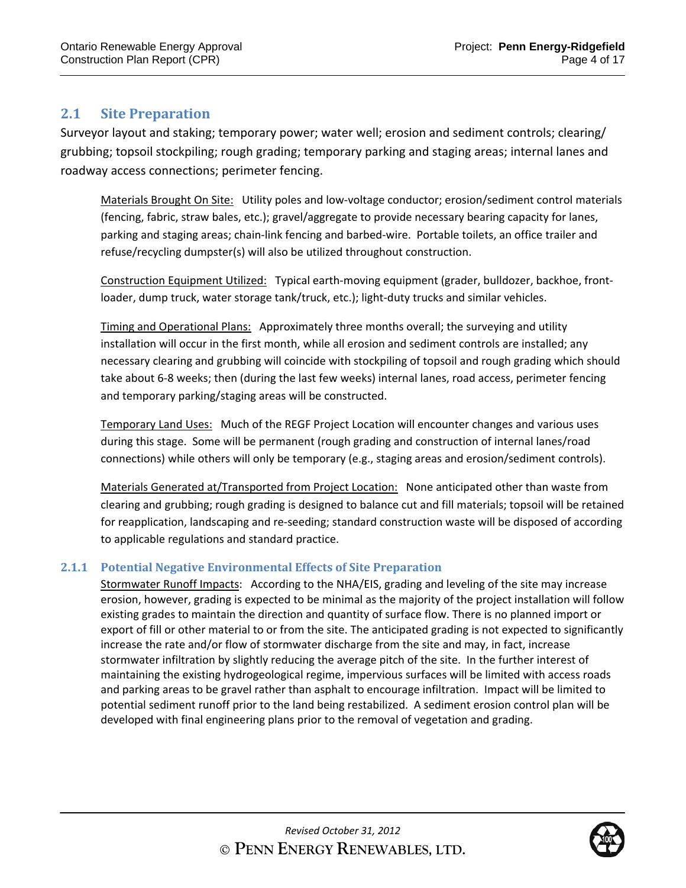## 2.1 Site Preparation

Surveyor layout and staking; temporary power; water well; erosion and sediment controls; clearing/ grubbing; topsoil stockpiling; rough grading; temporary parking and staging areas; internal lanes and roadway access connections; perimeter fencing.

Materials Brought On Site: Utility poles and low-voltage conductor; erosion/sediment control materials (fencing, fabric, straw bales, etc.); gravel/aggregate to provide necessary bearing capacity for lanes, parking and staging areas; chain-link fencing and barbed-wire. Portable toilets, an office trailer and refuse/recycling dumpster(s) will also be utilized throughout construction.

Construction Equipment Utilized: Typical earth-moving equipment (grader, bulldozer, backhoe, front-loader, dump truck, water storage tank/truck, etc.); light-duty trucks and similar vehicles.

Timing and Operational Plans: Approximately three months overall; the surveying and utility installation will occur in the first month, while all erosion and sediment controls are installed; any necessary clearing and grubbing will coincide with stockpiling of topsoil and rough grading which should take about 6-8 weeks; then (during the last few weeks) internal lanes, road access, perimeter fencing and temporary parking/staging areas will be constructed.

Temporary Land Uses: Much of the REGF Project Location will encounter changes and various uses during this stage. Some will be permanent (rough grading and construction of internal lanes/road connections) while others will only be temporary (e.g., staging areas and erosion/sediment controls).

Materials Generated at/Transported from Project Location: None anticipated other than waste from clearing and grubbing; rough grading is designed to balance cut and fill materials; topsoil will be retained for reapplication, landscaping and re-seeding; standard construction waste will be disposed of according to applicable regulations and standard practice.

### 2.1.1 Potential Negative Environmental Effects of Site Preparation

Stormwater Runoff Impacts: According to the NHA/EIS, grading and leveling of the site may increase erosion, however, grading is expected to be minimal as the majority of the project installation will follow existing grades to maintain the direction and quantity of surface flow. There is no planned import or export of fill or other material to or from the site. The anticipated grading is not expected to significantly increase the rate and/or flow of stormwater discharge from the site and may, in fact, increase stormwater infiltration by slightly reducing the average pitch of the site. In the further interest of maintaining the existing hydrogeological regime, impervious surfaces will be limited with access roads and parking areas to be gravel rather than asphalt to encourage infiltration. Impact will be limited to potential sediment runoff prior to the land being restabilized. A sediment erosion control plan will be developed with final engineering plans prior to the removal of vegetation and grading.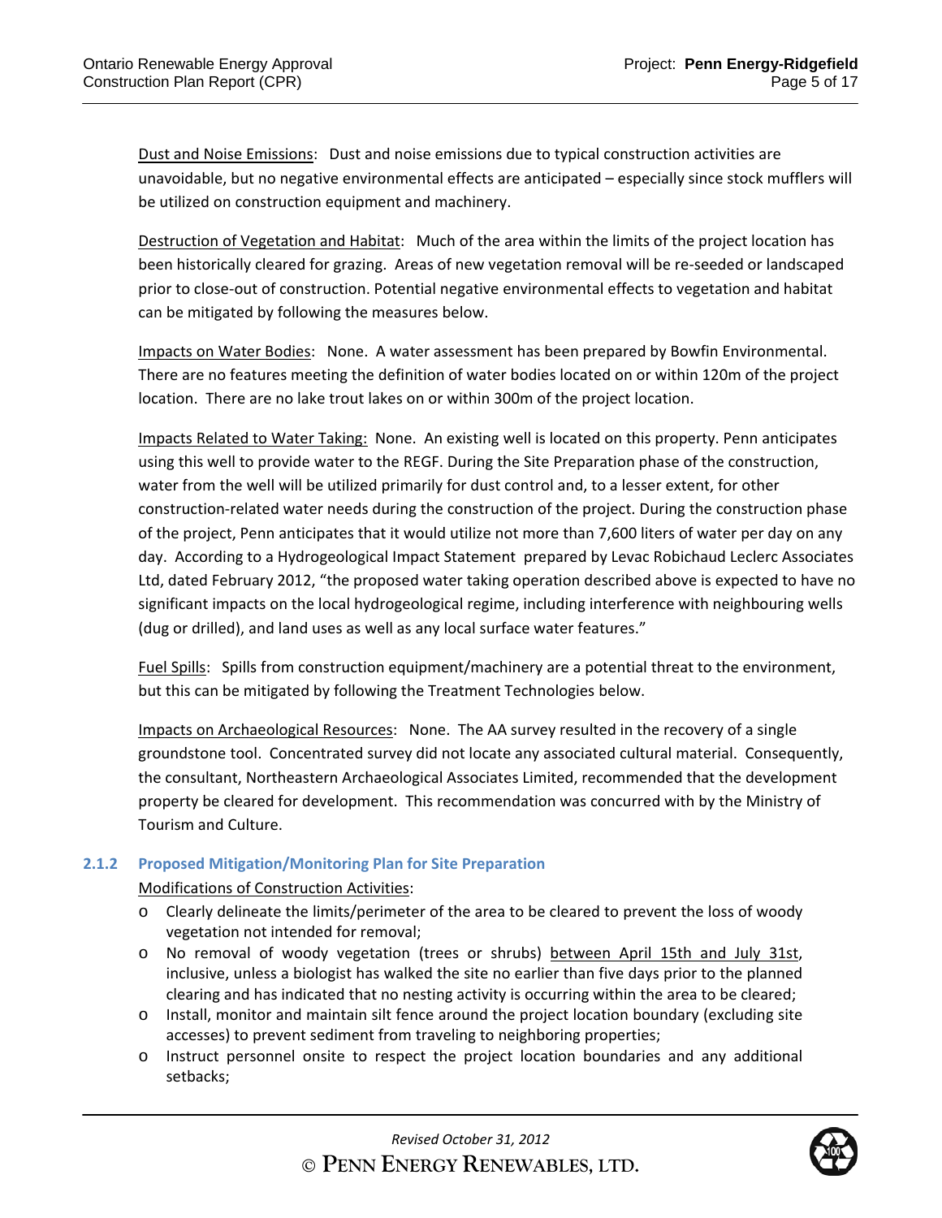Dust and Noise Emissions: Dust and noise emissions due to typical construction activities are unavoidable, but no negative environmental effects are anticipated – especially since stock mufflers will be utilized on construction equipment and machinery.

Destruction of Vegetation and Habitat: Much of the area within the limits of the project location has been historically cleared for grazing. Areas of new vegetation removal will be re-seeded or landscaped prior to close-out of construction. Potential negative environmental effects to vegetation and habitat can be mitigated by following the measures below.

Impacts on Water Bodies: None. A water assessment has been prepared by Bowfin Environmental. There are no features meeting the definition of water bodies located on or within 120m of the project location. There are no lake trout lakes on or within 300m of the project location.

Impacts Related to Water Taking: None. An existing well is located on this property. Penn anticipates using this well to provide water to the REGF. During the Site Preparation phase of the construction, water from the well will be utilized primarily for dust control and, to a lesser extent, for other construction-related water needs during the construction of the project. During the construction phase of the project, Penn anticipates that it would utilize not more than 7,600 liters of water per day on any day. According to a Hydrogeological Impact Statement prepared by Levac Robichaud Leclerc Associates Ltd, dated February 2012, "the proposed water taking operation described above is expected to have no significant impacts on the local hydrogeological regime, including interference with neighbouring wells (dug or drilled), and land uses as well as any local surface water features."

Fuel Spills: Spills from construction equipment/machinery are a potential threat to the environment, but this can be mitigated by following the Treatment Technologies below.

Impacts on Archaeological Resources: None. The AA survey resulted in the recovery of a single groundstone tool. Concentrated survey did not locate any associated cultural material. Consequently, the consultant, Northeastern Archaeological Associates Limited, recommended that the development property be cleared for development. This recommendation was concurred with by the Ministry of Tourism and Culture.

### 2.1.2 Proposed Mitigation/Monitoring Plan for Site Preparation

Modifications of Construction Activities:

- Clearly delineate the limits/perimeter of the area to be cleared to prevent the loss of woody vegetation not intended for removal;
- No removal of woody vegetation (trees or shrubs) between April 15th and July 31st, inclusive, unless a biologist has walked the site no earlier than five days prior to the planned clearing and has indicated that no nesting activity is occurring within the area to be cleared;
- Install, monitor and maintain silt fence around the project location boundary (excluding site accesses) to prevent sediment from traveling to neighboring properties;
- Instruct personnel onsite to respect the project location boundaries and any additional setbacks;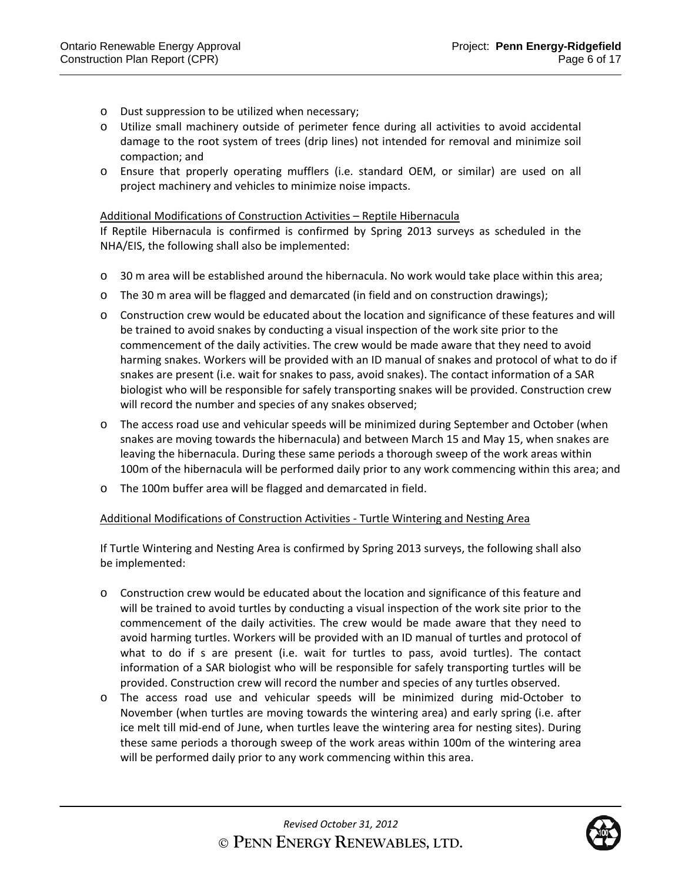- Dust suppression to be utilized when necessary;
- Utilize small machinery outside of perimeter fence during all activities to avoid accidental damage to the root system of trees (drip lines) not intended for removal and minimize soil compaction; and
- Ensure that properly operating mufflers (i.e. standard OEM, or similar) are used on all project machinery and vehicles to minimize noise impacts.

<u>Additional Modifications of Construction Activities – Reptile Hibernacula</u>

If Reptile Hibernacula is confirmed is confirmed by Spring 2013 surveys as scheduled in the NHA/EIS, the following shall also be implemented:

- 30 m area will be established around the hibernacula. No work would take place within this area;
- The 30 m area will be flagged and demarcated (in field and on construction drawings);
- Construction crew would be educated about the location and significance of these features and will be trained to avoid snakes by conducting a visual inspection of the work site prior to the commencement of the daily activities. The crew would be made aware that they need to avoid harming snakes. Workers will be provided with an ID manual of snakes and protocol of what to do if snakes are present (i.e. wait for snakes to pass, avoid snakes). The contact information of a SAR biologist who will be responsible for safely transporting snakes will be provided. Construction crew will record the number and species of any snakes observed;
- The access road use and vehicular speeds will be minimized during September and October (when snakes are moving towards the hibernacula) and between March 15 and May 15, when snakes are leaving the hibernacula. During these same periods a thorough sweep of the work areas within 100m of the hibernacula will be performed daily prior to any work commencing within this area; and
- The 100m buffer area will be flagged and demarcated in field.

<u>Additional Modifications of Construction Activities - Turtle Wintering and Nesting Area</u>

If Turtle Wintering and Nesting Area is confirmed by Spring 2013 surveys, the following shall also be implemented:

- Construction crew would be educated about the location and significance of this feature and will be trained to avoid turtles by conducting a visual inspection of the work site prior to the commencement of the daily activities. The crew would be made aware that they need to avoid harming turtles. Workers will be provided with an ID manual of turtles and protocol of what to do if s are present (i.e. wait for turtles to pass, avoid turtles). The contact information of a SAR biologist who will be responsible for safely transporting turtles will be provided. Construction crew will record the number and species of any turtles observed.
- The access road use and vehicular speeds will be minimized during mid-October to November (when turtles are moving towards the wintering area) and early spring (i.e. after ice melt till mid-end of June, when turtles leave the wintering area for nesting sites). During these same periods a thorough sweep of the work areas within 100m of the wintering area will be performed daily prior to any work commencing within this area.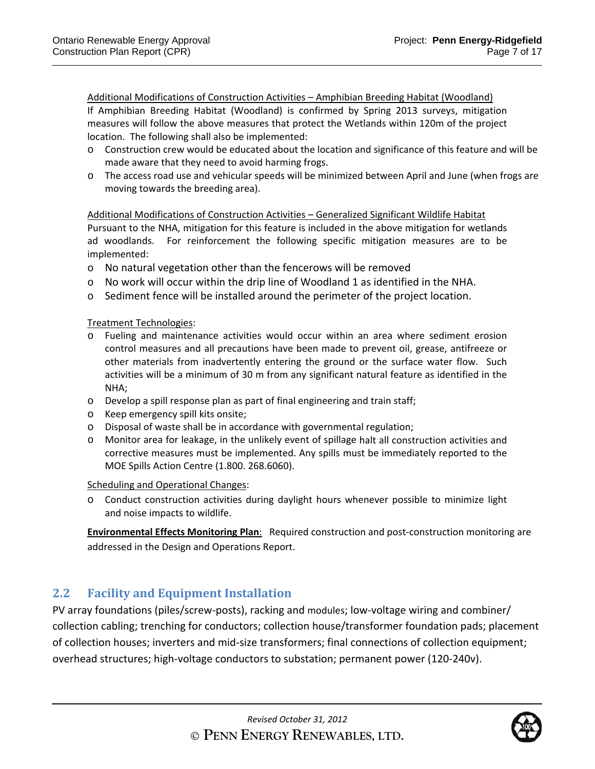Additional Modifications of Construction Activities – Amphibian Breeding Habitat (Woodland)

If Amphibian Breeding Habitat (Woodland) is confirmed by Spring 2013 surveys, mitigation measures will follow the above measures that protect the Wetlands within 120m of the project location. The following shall also be implemented:

- Construction crew would be educated about the location and significance of this feature and will be made aware that they need to avoid harming frogs.
- The access road use and vehicular speeds will be minimized between April and June (when frogs are moving towards the breeding area).

Additional Modifications of Construction Activities – Generalized Significant Wildlife Habitat

Pursuant to the NHA, mitigation for this feature is included in the above mitigation for wetlands ad woodlands. For reinforcement the following specific mitigation measures are to be implemented:

- No natural vegetation other than the fencerows will be removed
- No work will occur within the drip line of Woodland 1 as identified in the NHA.
- Sediment fence will be installed around the perimeter of the project location.

Treatment Technologies:

- Fueling and maintenance activities would occur within an area where sediment erosion control measures and all precautions have been made to prevent oil, grease, antifreeze or other materials from inadvertently entering the ground or the surface water flow. Such activities will be a minimum of 30 m from any significant natural feature as identified in the NHA;
- Develop a spill response plan as part of final engineering and train staff;
- Keep emergency spill kits onsite;
- Disposal of waste shall be in accordance with governmental regulation;
- Monitor area for leakage, in the unlikely event of spillage halt all construction activities and corrective measures must be implemented. Any spills must be immediately reported to the MOE Spills Action Centre (1.800. 268.6060).

Scheduling and Operational Changes:

- Conduct construction activities during daylight hours whenever possible to minimize light and noise impacts to wildlife.

**Environmental Effects Monitoring Plan**: Required construction and post-construction monitoring are addressed in the Design and Operations Report.

## 2.2 Facility and Equipment Installation

PV array foundations (piles/screw-posts), racking and modules; low-voltage wiring and combiner/ collection cabling; trenching for conductors; collection house/transformer foundation pads; placement of collection houses; inverters and mid-size transformers; final connections of collection equipment; overhead structures; high-voltage conductors to substation; permanent power (120-240v).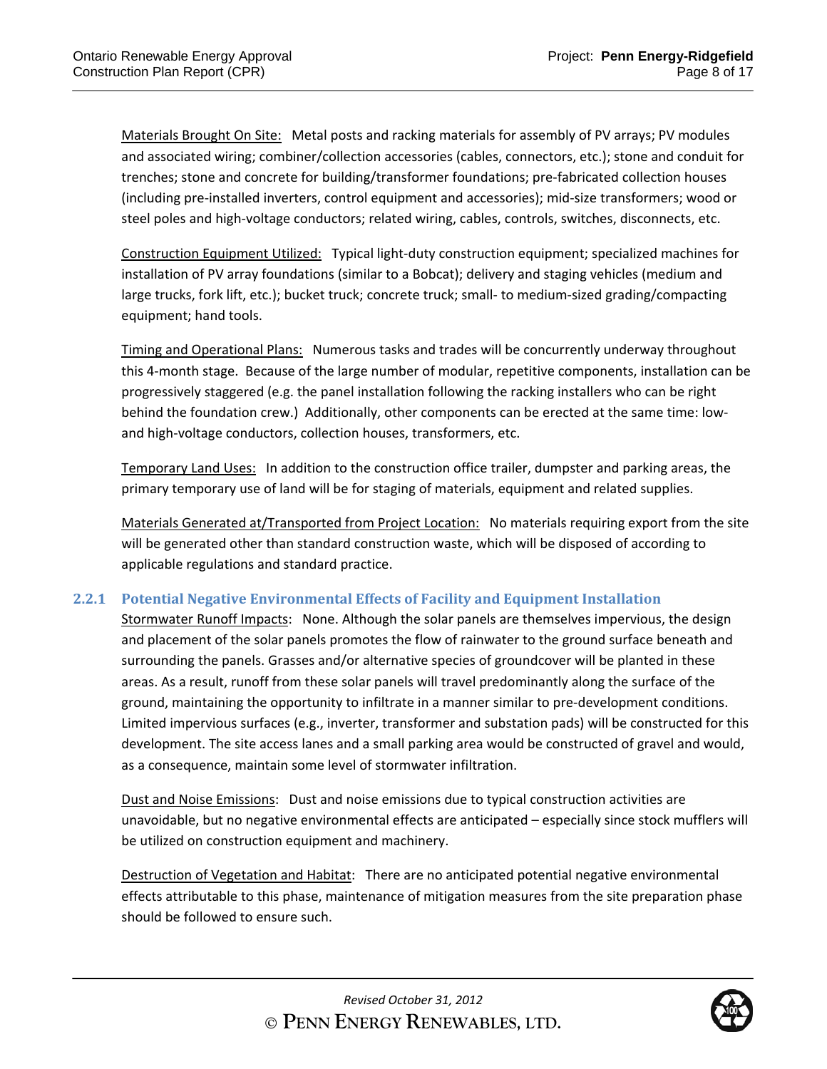Materials Brought On Site: Metal posts and racking materials for assembly of PV arrays; PV modules and associated wiring; combiner/collection accessories (cables, connectors, etc.); stone and conduit for trenches; stone and concrete for building/transformer foundations; pre-fabricated collection houses (including pre-installed inverters, control equipment and accessories); mid-size transformers; wood or steel poles and high-voltage conductors; related wiring, cables, controls, switches, disconnects, etc.

Construction Equipment Utilized: Typical light-duty construction equipment; specialized machines for installation of PV array foundations (similar to a Bobcat); delivery and staging vehicles (medium and large trucks, fork lift, etc.); bucket truck; concrete truck; small- to medium-sized grading/compacting equipment; hand tools.

Timing and Operational Plans: Numerous tasks and trades will be concurrently underway throughout this 4-month stage. Because of the large number of modular, repetitive components, installation can be progressively staggered (e.g. the panel installation following the racking installers who can be right behind the foundation crew.) Additionally, other components can be erected at the same time: low- and high-voltage conductors, collection houses, transformers, etc.

Temporary Land Uses: In addition to the construction office trailer, dumpster and parking areas, the primary temporary use of land will be for staging of materials, equipment and related supplies.

Materials Generated at/Transported from Project Location: No materials requiring export from the site will be generated other than standard construction waste, which will be disposed of according to applicable regulations and standard practice.

### 2.2.1 Potential Negative Environmental Effects of Facility and Equipment Installation

Stormwater Runoff Impacts: None. Although the solar panels are themselves impervious, the design and placement of the solar panels promotes the flow of rainwater to the ground surface beneath and surrounding the panels. Grasses and/or alternative species of groundcover will be planted in these areas. As a result, runoff from these solar panels will travel predominantly along the surface of the ground, maintaining the opportunity to infiltrate in a manner similar to pre-development conditions. Limited impervious surfaces (e.g., inverter, transformer and substation pads) will be constructed for this development. The site access lanes and a small parking area would be constructed of gravel and would, as a consequence, maintain some level of stormwater infiltration.

Dust and Noise Emissions: Dust and noise emissions due to typical construction activities are unavoidable, but no negative environmental effects are anticipated – especially since stock mufflers will be utilized on construction equipment and machinery.

Destruction of Vegetation and Habitat: There are no anticipated potential negative environmental effects attributable to this phase, maintenance of mitigation measures from the site preparation phase should be followed to ensure such.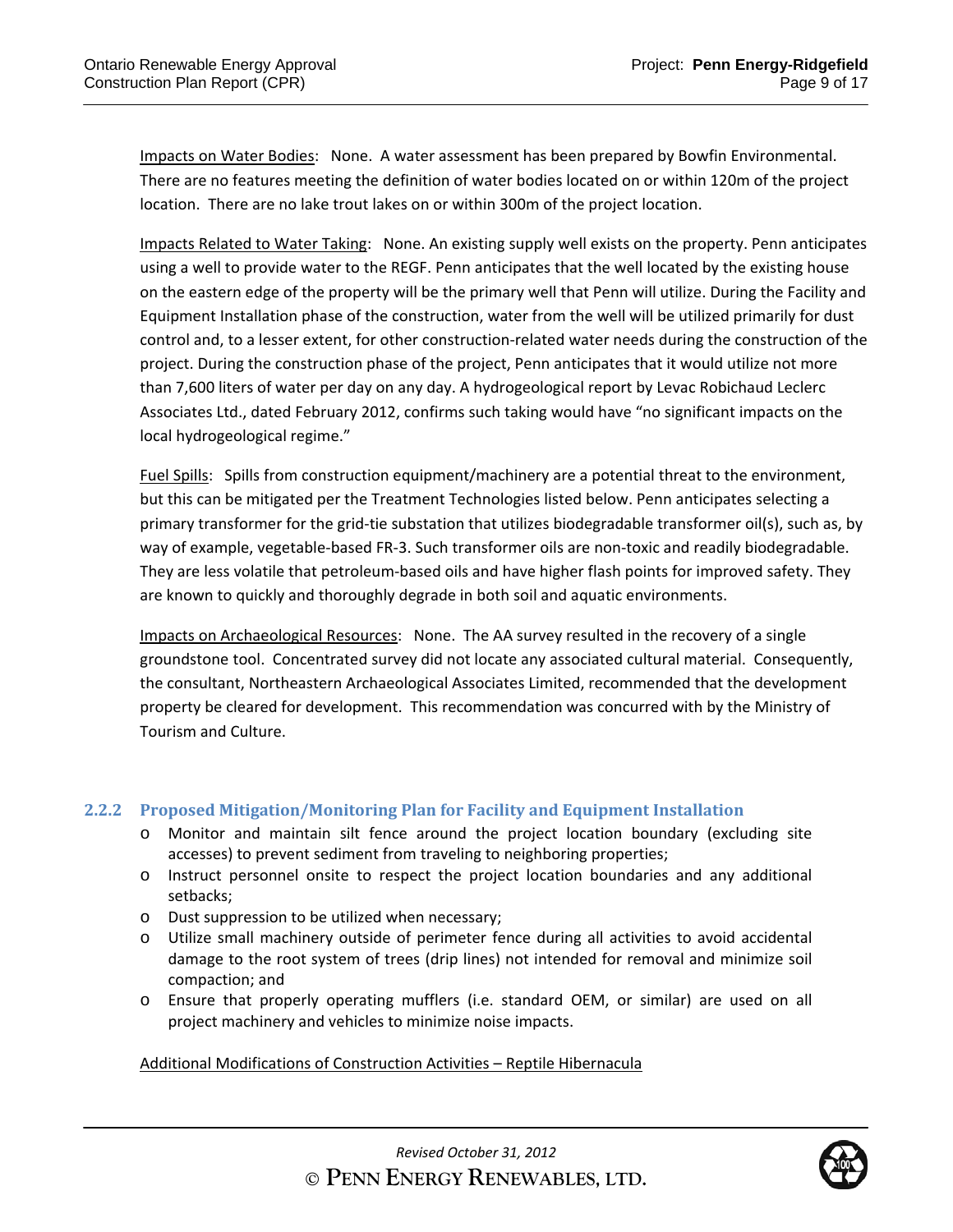Impacts on Water Bodies: None. A water assessment has been prepared by Bowfin Environmental. There are no features meeting the definition of water bodies located on or within 120m of the project location. There are no lake trout lakes on or within 300m of the project location.

Impacts Related to Water Taking: None. An existing supply well exists on the property. Penn anticipates using a well to provide water to the REGF. Penn anticipates that the well located by the existing house on the eastern edge of the property will be the primary well that Penn will utilize. During the Facility and Equipment Installation phase of the construction, water from the well will be utilized primarily for dust control and, to a lesser extent, for other construction-related water needs during the construction of the project. During the construction phase of the project, Penn anticipates that it would utilize not more than 7,600 liters of water per day on any day. A hydrogeological report by Levac Robichaud Leclerc Associates Ltd., dated February 2012, confirms such taking would have "no significant impacts on the local hydrogeological regime."

Fuel Spills: Spills from construction equipment/machinery are a potential threat to the environment, but this can be mitigated per the Treatment Technologies listed below. Penn anticipates selecting a primary transformer for the grid-tie substation that utilizes biodegradable transformer oil(s), such as, by way of example, vegetable-based FR-3. Such transformer oils are non-toxic and readily biodegradable. They are less volatile that petroleum-based oils and have higher flash points for improved safety. They are known to quickly and thoroughly degrade in both soil and aquatic environments.

Impacts on Archaeological Resources: None. The AA survey resulted in the recovery of a single groundstone tool. Concentrated survey did not locate any associated cultural material. Consequently, the consultant, Northeastern Archaeological Associates Limited, recommended that the development property be cleared for development. This recommendation was concurred with by the Ministry of Tourism and Culture.

### 2.2.2 Proposed Mitigation/Monitoring Plan for Facility and Equipment Installation

- Monitor and maintain silt fence around the project location boundary (excluding site accesses) to prevent sediment from traveling to neighboring properties;
- Instruct personnel onsite to respect the project location boundaries and any additional setbacks;
- Dust suppression to be utilized when necessary;
- Utilize small machinery outside of perimeter fence during all activities to avoid accidental damage to the root system of trees (drip lines) not intended for removal and minimize soil compaction; and
- Ensure that properly operating mufflers (i.e. standard OEM, or similar) are used on all project machinery and vehicles to minimize noise impacts.

Additional Modifications of Construction Activities – Reptile Hibernacula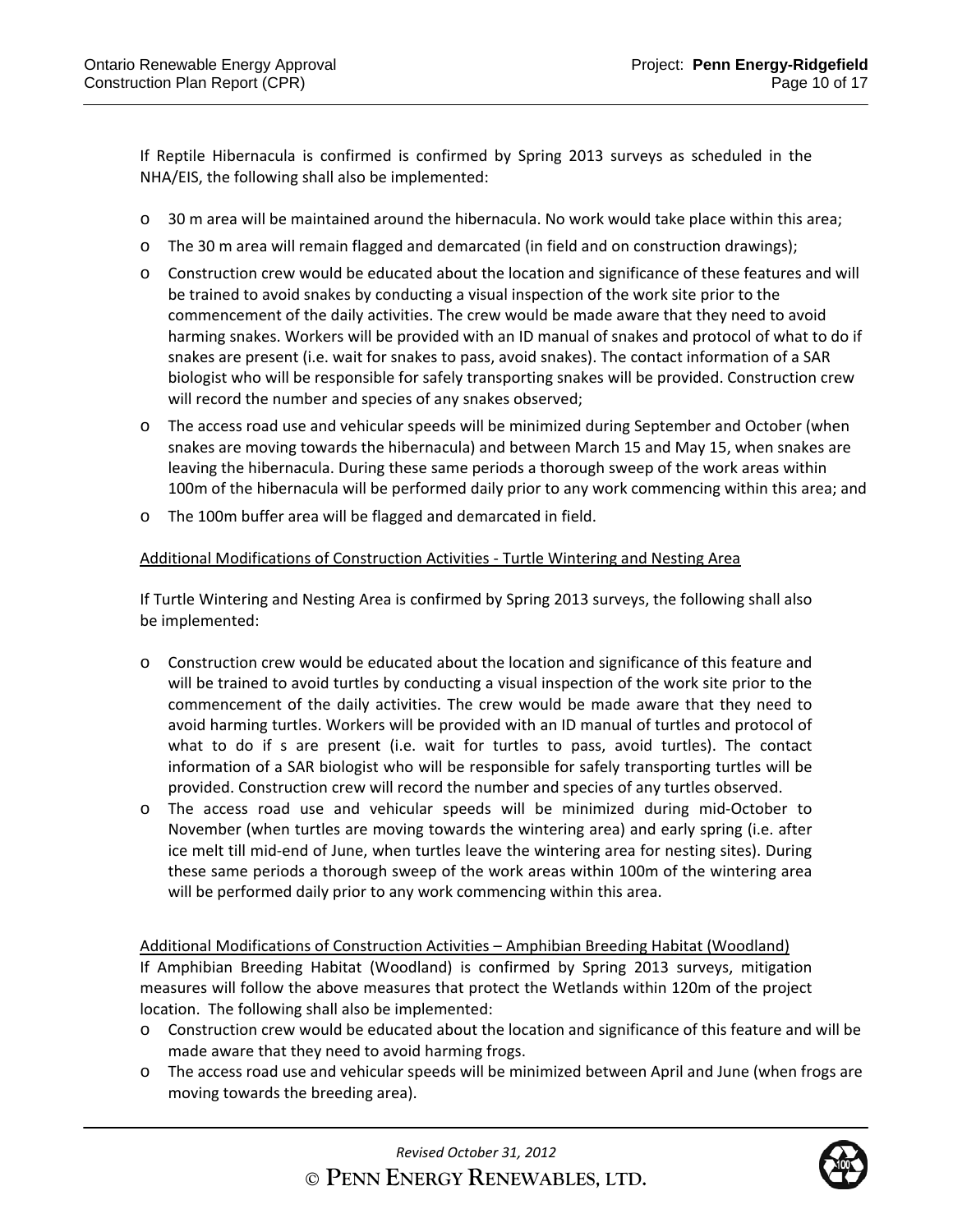If Reptile Hibernacula is confirmed is confirmed by Spring 2013 surveys as scheduled in the NHA/EIS, the following shall also be implemented:

- 30 m area will be maintained around the hibernacula. No work would take place within this area;
- The 30 m area will remain flagged and demarcated (in field and on construction drawings);
- Construction crew would be educated about the location and significance of these features and will be trained to avoid snakes by conducting a visual inspection of the work site prior to the commencement of the daily activities. The crew would be made aware that they need to avoid harming snakes. Workers will be provided with an ID manual of snakes and protocol of what to do if snakes are present (i.e. wait for snakes to pass, avoid snakes). The contact information of a SAR biologist who will be responsible for safely transporting snakes will be provided. Construction crew will record the number and species of any snakes observed;
- The access road use and vehicular speeds will be minimized during September and October (when snakes are moving towards the hibernacula) and between March 15 and May 15, when snakes are leaving the hibernacula. During these same periods a thorough sweep of the work areas within 100m of the hibernacula will be performed daily prior to any work commencing within this area; and
- The 100m buffer area will be flagged and demarcated in field.

Additional Modifications of Construction Activities - Turtle Wintering and Nesting Area

If Turtle Wintering and Nesting Area is confirmed by Spring 2013 surveys, the following shall also be implemented:

- Construction crew would be educated about the location and significance of this feature and will be trained to avoid turtles by conducting a visual inspection of the work site prior to the commencement of the daily activities. The crew would be made aware that they need to avoid harming turtles. Workers will be provided with an ID manual of turtles and protocol of what to do if s are present (i.e. wait for turtles to pass, avoid turtles). The contact information of a SAR biologist who will be responsible for safely transporting turtles will be provided. Construction crew will record the number and species of any turtles observed.
- The access road use and vehicular speeds will be minimized during mid-October to November (when turtles are moving towards the wintering area) and early spring (i.e. after ice melt till mid-end of June, when turtles leave the wintering area for nesting sites). During these same periods a thorough sweep of the work areas within 100m of the wintering area will be performed daily prior to any work commencing within this area.

Additional Modifications of Construction Activities – Amphibian Breeding Habitat (Woodland)

If Amphibian Breeding Habitat (Woodland) is confirmed by Spring 2013 surveys, mitigation measures will follow the above measures that protect the Wetlands within 120m of the project location. The following shall also be implemented:

- Construction crew would be educated about the location and significance of this feature and will be made aware that they need to avoid harming frogs.
- The access road use and vehicular speeds will be minimized between April and June (when frogs are moving towards the breeding area).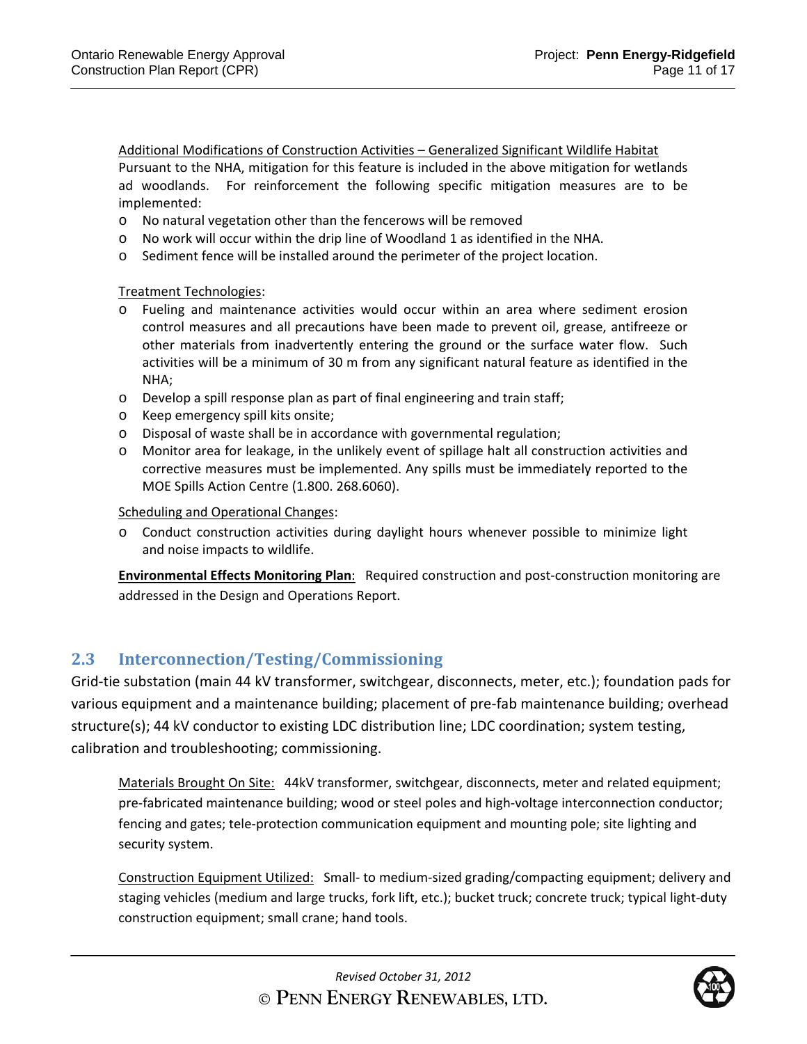Additional Modifications of Construction Activities – Generalized Significant Wildlife Habitat

Pursuant to the NHA, mitigation for this feature is included in the above mitigation for wetlands ad woodlands. For reinforcement the following specific mitigation measures are to be implemented:

- No natural vegetation other than the fencerows will be removed
- No work will occur within the drip line of Woodland 1 as identified in the NHA.
- Sediment fence will be installed around the perimeter of the project location.

Treatment Technologies:

- Fueling and maintenance activities would occur within an area where sediment erosion control measures and all precautions have been made to prevent oil, grease, antifreeze or other materials from inadvertently entering the ground or the surface water flow. Such activities will be a minimum of 30 m from any significant natural feature as identified in the NHA;
- Develop a spill response plan as part of final engineering and train staff;
- Keep emergency spill kits onsite;
- Disposal of waste shall be in accordance with governmental regulation;
- Monitor area for leakage, in the unlikely event of spillage halt all construction activities and corrective measures must be implemented. Any spills must be immediately reported to the MOE Spills Action Centre (1.800. 268.6060).

Scheduling and Operational Changes:

- Conduct construction activities during daylight hours whenever possible to minimize light and noise impacts to wildlife.

**Environmental Effects Monitoring Plan**: Required construction and post-construction monitoring are addressed in the Design and Operations Report.

## 2.3 Interconnection/Testing/Commissioning

Grid-tie substation (main 44 kV transformer, switchgear, disconnects, meter, etc.); foundation pads for various equipment and a maintenance building; placement of pre-fab maintenance building; overhead structure(s); 44 kV conductor to existing LDC distribution line; LDC coordination; system testing, calibration and troubleshooting; commissioning.

Materials Brought On Site: 44kV transformer, switchgear, disconnects, meter and related equipment; pre-fabricated maintenance building; wood or steel poles and high-voltage interconnection conductor; fencing and gates; tele-protection communication equipment and mounting pole; site lighting and security system.

Construction Equipment Utilized: Small- to medium-sized grading/compacting equipment; delivery and staging vehicles (medium and large trucks, fork lift, etc.); bucket truck; concrete truck; typical light-duty construction equipment; small crane; hand tools.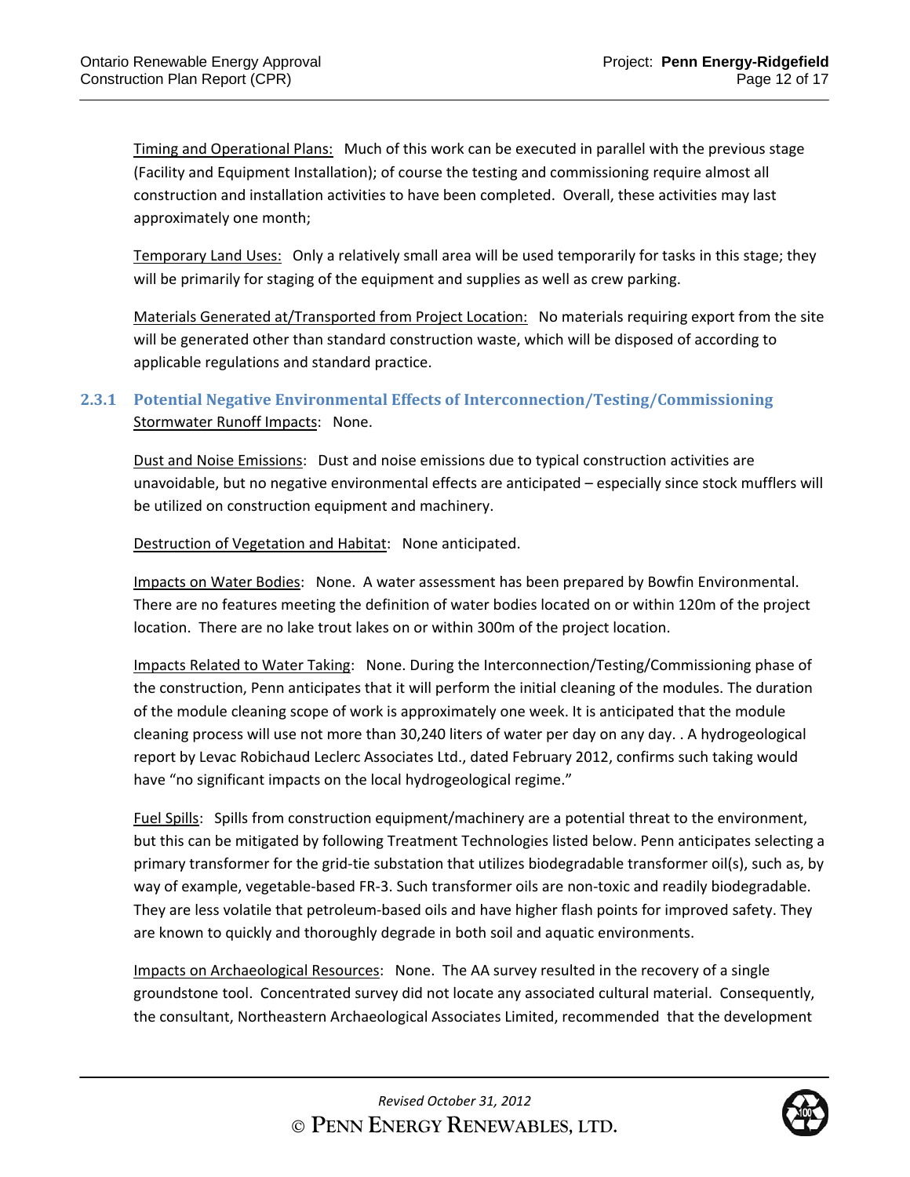Timing and Operational Plans: Much of this work can be executed in parallel with the previous stage (Facility and Equipment Installation); of course the testing and commissioning require almost all construction and installation activities to have been completed. Overall, these activities may last approximately one month;

Temporary Land Uses: Only a relatively small area will be used temporarily for tasks in this stage; they will be primarily for staging of the equipment and supplies as well as crew parking.

Materials Generated at/Transported from Project Location: No materials requiring export from the site will be generated other than standard construction waste, which will be disposed of according to applicable regulations and standard practice.

### 2.3.1 Potential Negative Environmental Effects of Interconnection/Testing/Commissioning

Stormwater Runoff Impacts: None.

Dust and Noise Emissions: Dust and noise emissions due to typical construction activities are unavoidable, but no negative environmental effects are anticipated – especially since stock mufflers will be utilized on construction equipment and machinery.

Destruction of Vegetation and Habitat: None anticipated.

Impacts on Water Bodies: None. A water assessment has been prepared by Bowfin Environmental. There are no features meeting the definition of water bodies located on or within 120m of the project location. There are no lake trout lakes on or within 300m of the project location.

Impacts Related to Water Taking: None. During the Interconnection/Testing/Commissioning phase of the construction, Penn anticipates that it will perform the initial cleaning of the modules. The duration of the module cleaning scope of work is approximately one week. It is anticipated that the module cleaning process will use not more than 30,240 liters of water per day on any day. . A hydrogeological report by Levac Robichaud Leclerc Associates Ltd., dated February 2012, confirms such taking would have "no significant impacts on the local hydrogeological regime."

Fuel Spills: Spills from construction equipment/machinery are a potential threat to the environment, but this can be mitigated by following Treatment Technologies listed below. Penn anticipates selecting a primary transformer for the grid-tie substation that utilizes biodegradable transformer oil(s), such as, by way of example, vegetable-based FR-3. Such transformer oils are non-toxic and readily biodegradable. They are less volatile that petroleum-based oils and have higher flash points for improved safety. They are known to quickly and thoroughly degrade in both soil and aquatic environments.

Impacts on Archaeological Resources: None. The AA survey resulted in the recovery of a single groundstone tool. Concentrated survey did not locate any associated cultural material. Consequently, the consultant, Northeastern Archaeological Associates Limited, recommended that the development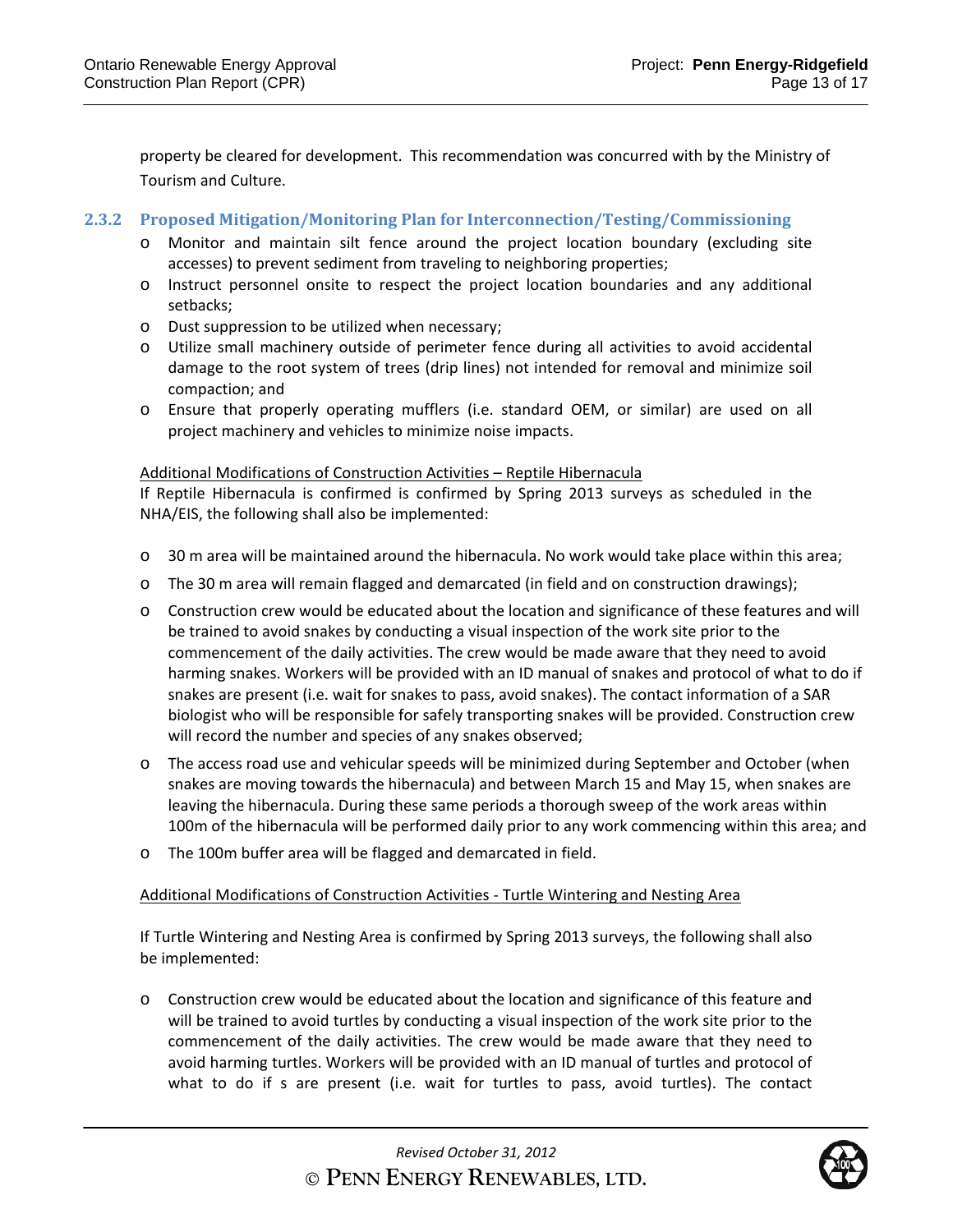property be cleared for development. This recommendation was concurred with by the Ministry of Tourism and Culture.

### 2.3.2 Proposed Mitigation/Monitoring Plan for Interconnection/Testing/Commissioning

- Monitor and maintain silt fence around the project location boundary (excluding site accesses) to prevent sediment from traveling to neighboring properties;
- Instruct personnel onsite to respect the project location boundaries and any additional setbacks;
- Dust suppression to be utilized when necessary;
- Utilize small machinery outside of perimeter fence during all activities to avoid accidental damage to the root system of trees (drip lines) not intended for removal and minimize soil compaction; and
- Ensure that properly operating mufflers (i.e. standard OEM, or similar) are used on all project machinery and vehicles to minimize noise impacts.

<u>Additional Modifications of Construction Activities – Reptile Hibernacula</u>

If Reptile Hibernacula is confirmed is confirmed by Spring 2013 surveys as scheduled in the NHA/EIS, the following shall also be implemented:

- 30 m area will be maintained around the hibernacula. No work would take place within this area;
- The 30 m area will remain flagged and demarcated (in field and on construction drawings);
- Construction crew would be educated about the location and significance of these features and will be trained to avoid snakes by conducting a visual inspection of the work site prior to the commencement of the daily activities. The crew would be made aware that they need to avoid harming snakes. Workers will be provided with an ID manual of snakes and protocol of what to do if snakes are present (i.e. wait for snakes to pass, avoid snakes). The contact information of a SAR biologist who will be responsible for safely transporting snakes will be provided. Construction crew will record the number and species of any snakes observed;
- The access road use and vehicular speeds will be minimized during September and October (when snakes are moving towards the hibernacula) and between March 15 and May 15, when snakes are leaving the hibernacula. During these same periods a thorough sweep of the work areas within 100m of the hibernacula will be performed daily prior to any work commencing within this area; and
- The 100m buffer area will be flagged and demarcated in field.

<u>Additional Modifications of Construction Activities - Turtle Wintering and Nesting Area</u>

If Turtle Wintering and Nesting Area is confirmed by Spring 2013 surveys, the following shall also be implemented:

- Construction crew would be educated about the location and significance of this feature and will be trained to avoid turtles by conducting a visual inspection of the work site prior to the commencement of the daily activities. The crew would be made aware that they need to avoid harming turtles. Workers will be provided with an ID manual of turtles and protocol of what to do if s are present (i.e. wait for turtles to pass, avoid turtles). The contact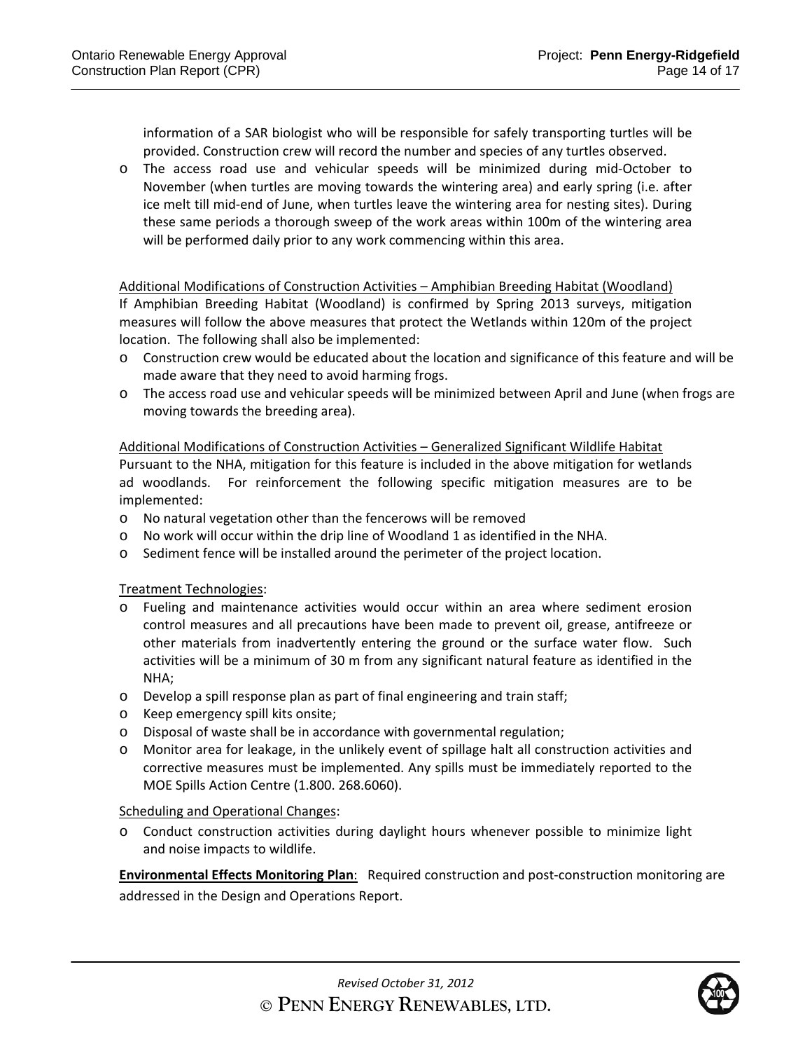information of a SAR biologist who will be responsible for safely transporting turtles will be provided. Construction crew will record the number and species of any turtles observed.

- The access road use and vehicular speeds will be minimized during mid-October to November (when turtles are moving towards the wintering area) and early spring (i.e. after ice melt till mid-end of June, when turtles leave the wintering area for nesting sites). During these same periods a thorough sweep of the work areas within 100m of the wintering area will be performed daily prior to any work commencing within this area.

Additional Modifications of Construction Activities – Amphibian Breeding Habitat (Woodland)

If Amphibian Breeding Habitat (Woodland) is confirmed by Spring 2013 surveys, mitigation measures will follow the above measures that protect the Wetlands within 120m of the project location. The following shall also be implemented:

- Construction crew would be educated about the location and significance of this feature and will be made aware that they need to avoid harming frogs.
- The access road use and vehicular speeds will be minimized between April and June (when frogs are moving towards the breeding area).

Additional Modifications of Construction Activities – Generalized Significant Wildlife Habitat

Pursuant to the NHA, mitigation for this feature is included in the above mitigation for wetlands ad woodlands. For reinforcement the following specific mitigation measures are to be implemented:

- No natural vegetation other than the fencerows will be removed
- No work will occur within the drip line of Woodland 1 as identified in the NHA.
- Sediment fence will be installed around the perimeter of the project location.

Treatment Technologies:

- Fueling and maintenance activities would occur within an area where sediment erosion control measures and all precautions have been made to prevent oil, grease, antifreeze or other materials from inadvertently entering the ground or the surface water flow. Such activities will be a minimum of 30 m from any significant natural feature as identified in the NHA;
- Develop a spill response plan as part of final engineering and train staff;
- Keep emergency spill kits onsite;
- Disposal of waste shall be in accordance with governmental regulation;
- Monitor area for leakage, in the unlikely event of spillage halt all construction activities and corrective measures must be implemented. Any spills must be immediately reported to the MOE Spills Action Centre (1.800. 268.6060).

Scheduling and Operational Changes:

- Conduct construction activities during daylight hours whenever possible to minimize light and noise impacts to wildlife.

**Environmental Effects Monitoring Plan**: Required construction and post-construction monitoring are addressed in the Design and Operations Report.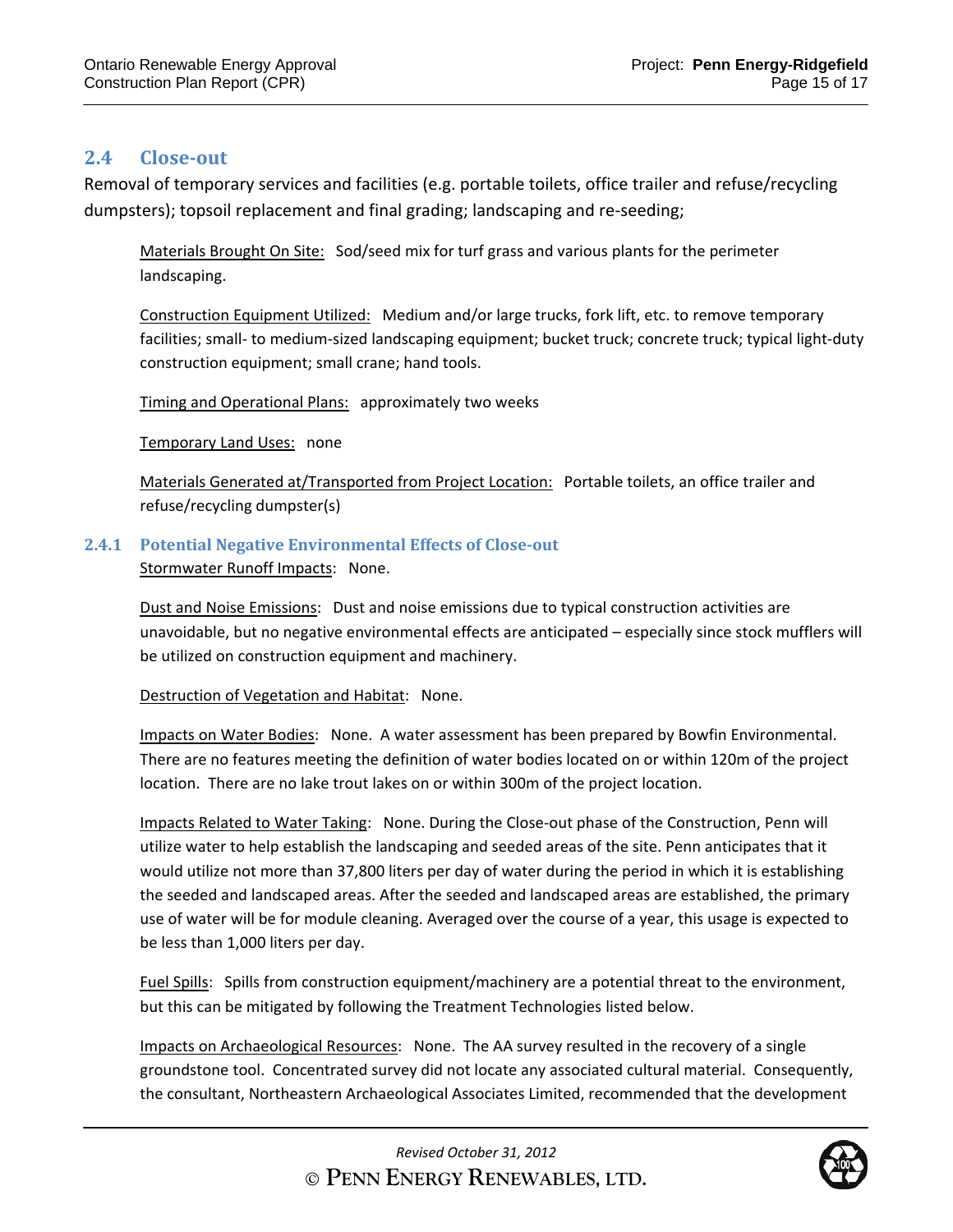## 2.4 Close-out

Removal of temporary services and facilities (e.g. portable toilets, office trailer and refuse/recycling dumpsters); topsoil replacement and final grading; landscaping and re-seeding;

Materials Brought On Site: Sod/seed mix for turf grass and various plants for the perimeter landscaping.

Construction Equipment Utilized: Medium and/or large trucks, fork lift, etc. to remove temporary facilities; small- to medium-sized landscaping equipment; bucket truck; concrete truck; typical light-duty construction equipment; small crane; hand tools.

Timing and Operational Plans: approximately two weeks

Temporary Land Uses: none

Materials Generated at/Transported from Project Location: Portable toilets, an office trailer and refuse/recycling dumpster(s)

### 2.4.1 Potential Negative Environmental Effects of Close-out

Stormwater Runoff Impacts: None.

Dust and Noise Emissions: Dust and noise emissions due to typical construction activities are unavoidable, but no negative environmental effects are anticipated – especially since stock mufflers will be utilized on construction equipment and machinery.

Destruction of Vegetation and Habitat: None.

Impacts on Water Bodies: None. A water assessment has been prepared by Bowfin Environmental. There are no features meeting the definition of water bodies located on or within 120m of the project location. There are no lake trout lakes on or within 300m of the project location.

Impacts Related to Water Taking: None. During the Close-out phase of the Construction, Penn will utilize water to help establish the landscaping and seeded areas of the site. Penn anticipates that it would utilize not more than 37,800 liters per day of water during the period in which it is establishing the seeded and landscaped areas. After the seeded and landscaped areas are established, the primary use of water will be for module cleaning. Averaged over the course of a year, this usage is expected to be less than 1,000 liters per day.

Fuel Spills: Spills from construction equipment/machinery are a potential threat to the environment, but this can be mitigated by following the Treatment Technologies listed below.

Impacts on Archaeological Resources: None. The AA survey resulted in the recovery of a single groundstone tool. Concentrated survey did not locate any associated cultural material. Consequently, the consultant, Northeastern Archaeological Associates Limited, recommended that the development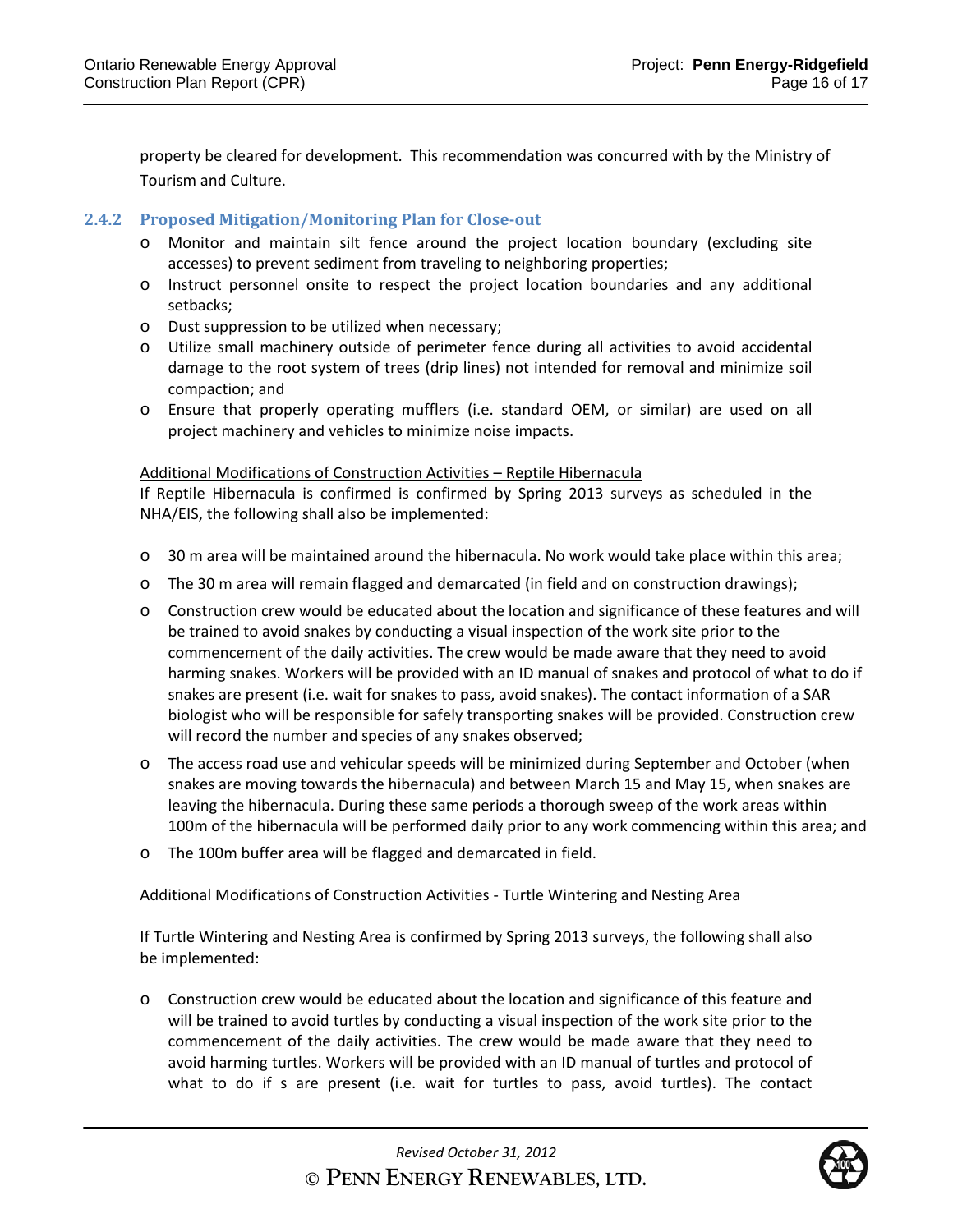property be cleared for development. This recommendation was concurred with by the Ministry of Tourism and Culture.

### 2.4.2 Proposed Mitigation/Monitoring Plan for Close-out

- Monitor and maintain silt fence around the project location boundary (excluding site accesses) to prevent sediment from traveling to neighboring properties;
- Instruct personnel onsite to respect the project location boundaries and any additional setbacks;
- Dust suppression to be utilized when necessary;
- Utilize small machinery outside of perimeter fence during all activities to avoid accidental damage to the root system of trees (drip lines) not intended for removal and minimize soil compaction; and
- Ensure that properly operating mufflers (i.e. standard OEM, or similar) are used on all project machinery and vehicles to minimize noise impacts.

<u>Additional Modifications of Construction Activities – Reptile Hibernacula</u>

If Reptile Hibernacula is confirmed is confirmed by Spring 2013 surveys as scheduled in the NHA/EIS, the following shall also be implemented:

- 30 m area will be maintained around the hibernacula. No work would take place within this area;
- The 30 m area will remain flagged and demarcated (in field and on construction drawings);
- Construction crew would be educated about the location and significance of these features and will be trained to avoid snakes by conducting a visual inspection of the work site prior to the commencement of the daily activities. The crew would be made aware that they need to avoid harming snakes. Workers will be provided with an ID manual of snakes and protocol of what to do if snakes are present (i.e. wait for snakes to pass, avoid snakes). The contact information of a SAR biologist who will be responsible for safely transporting snakes will be provided. Construction crew will record the number and species of any snakes observed;
- The access road use and vehicular speeds will be minimized during September and October (when snakes are moving towards the hibernacula) and between March 15 and May 15, when snakes are leaving the hibernacula. During these same periods a thorough sweep of the work areas within 100m of the hibernacula will be performed daily prior to any work commencing within this area; and
- The 100m buffer area will be flagged and demarcated in field.

<u>Additional Modifications of Construction Activities - Turtle Wintering and Nesting Area</u>

If Turtle Wintering and Nesting Area is confirmed by Spring 2013 surveys, the following shall also be implemented:

- Construction crew would be educated about the location and significance of this feature and will be trained to avoid turtles by conducting a visual inspection of the work site prior to the commencement of the daily activities. The crew would be made aware that they need to avoid harming turtles. Workers will be provided with an ID manual of turtles and protocol of what to do if s are present (i.e. wait for turtles to pass, avoid turtles). The contact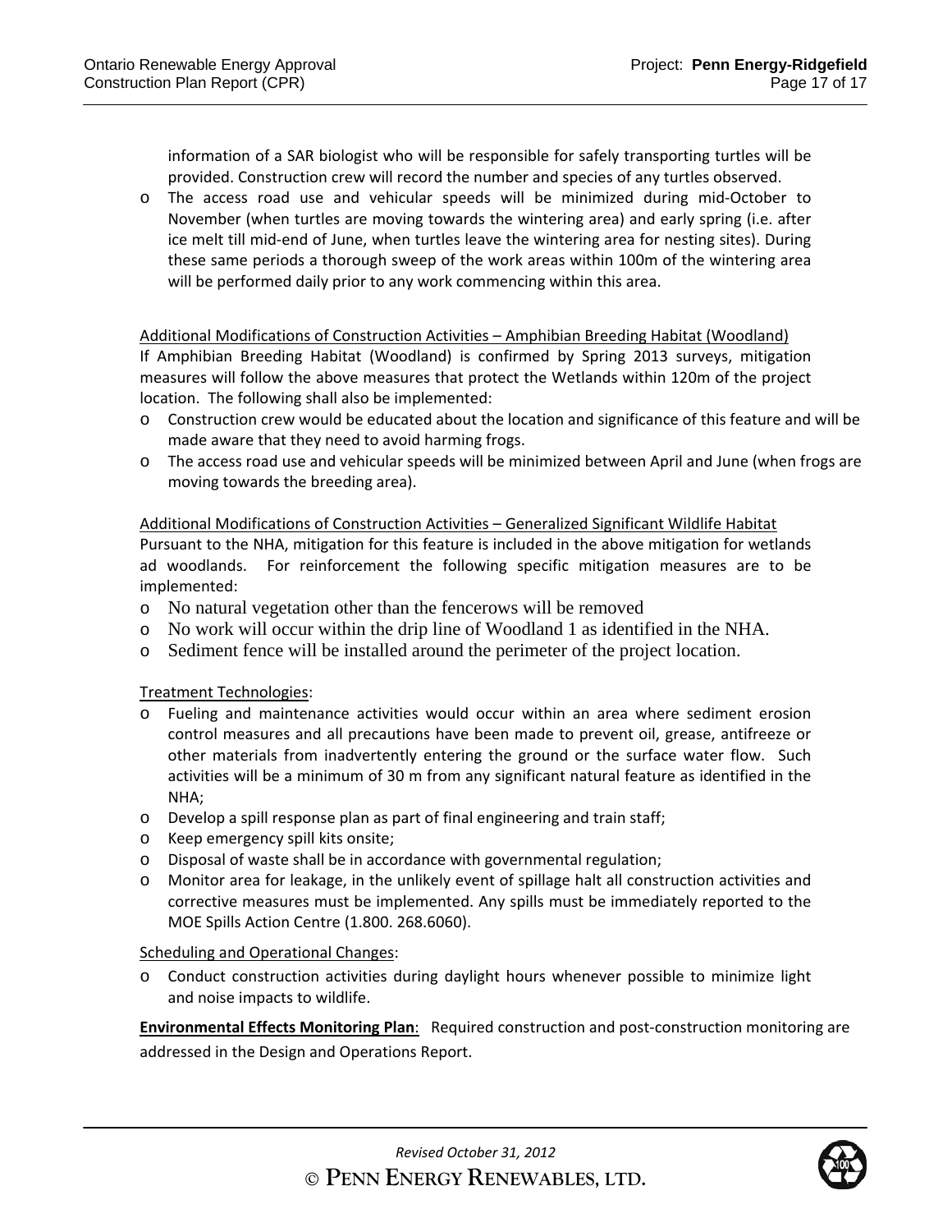information of a SAR biologist who will be responsible for safely transporting turtles will be provided. Construction crew will record the number and species of any turtles observed.

- The access road use and vehicular speeds will be minimized during mid-October to November (when turtles are moving towards the wintering area) and early spring (i.e. after ice melt till mid-end of June, when turtles leave the wintering area for nesting sites). During these same periods a thorough sweep of the work areas within 100m of the wintering area will be performed daily prior to any work commencing within this area.

<u>Additional Modifications of Construction Activities – Amphibian Breeding Habitat (Woodland)</u>

If Amphibian Breeding Habitat (Woodland) is confirmed by Spring 2013 surveys, mitigation measures will follow the above measures that protect the Wetlands within 120m of the project location. The following shall also be implemented:

- Construction crew would be educated about the location and significance of this feature and will be made aware that they need to avoid harming frogs.
- The access road use and vehicular speeds will be minimized between April and June (when frogs are moving towards the breeding area).

<u>Additional Modifications of Construction Activities – Generalized Significant Wildlife Habitat</u>

Pursuant to the NHA, mitigation for this feature is included in the above mitigation for wetlands ad woodlands. For reinforcement the following specific mitigation measures are to be implemented:

- No natural vegetation other than the fencerows will be removed
- No work will occur within the drip line of Woodland 1 as identified in the NHA.
- Sediment fence will be installed around the perimeter of the project location.

<u>Treatment Technologies</u>:

- Fueling and maintenance activities would occur within an area where sediment erosion control measures and all precautions have been made to prevent oil, grease, antifreeze or other materials from inadvertently entering the ground or the surface water flow. Such activities will be a minimum of 30 m from any significant natural feature as identified in the NHA;
- Develop a spill response plan as part of final engineering and train staff;
- Keep emergency spill kits onsite;
- Disposal of waste shall be in accordance with governmental regulation;
- Monitor area for leakage, in the unlikely event of spillage halt all construction activities and corrective measures must be implemented. Any spills must be immediately reported to the MOE Spills Action Centre (1.800. 268.6060).

<u>Scheduling and Operational Changes</u>:

- Conduct construction activities during daylight hours whenever possible to minimize light and noise impacts to wildlife.

**<u>Environmental Effects Monitoring Plan</u>**: Required construction and post-construction monitoring are addressed in the Design and Operations Report.